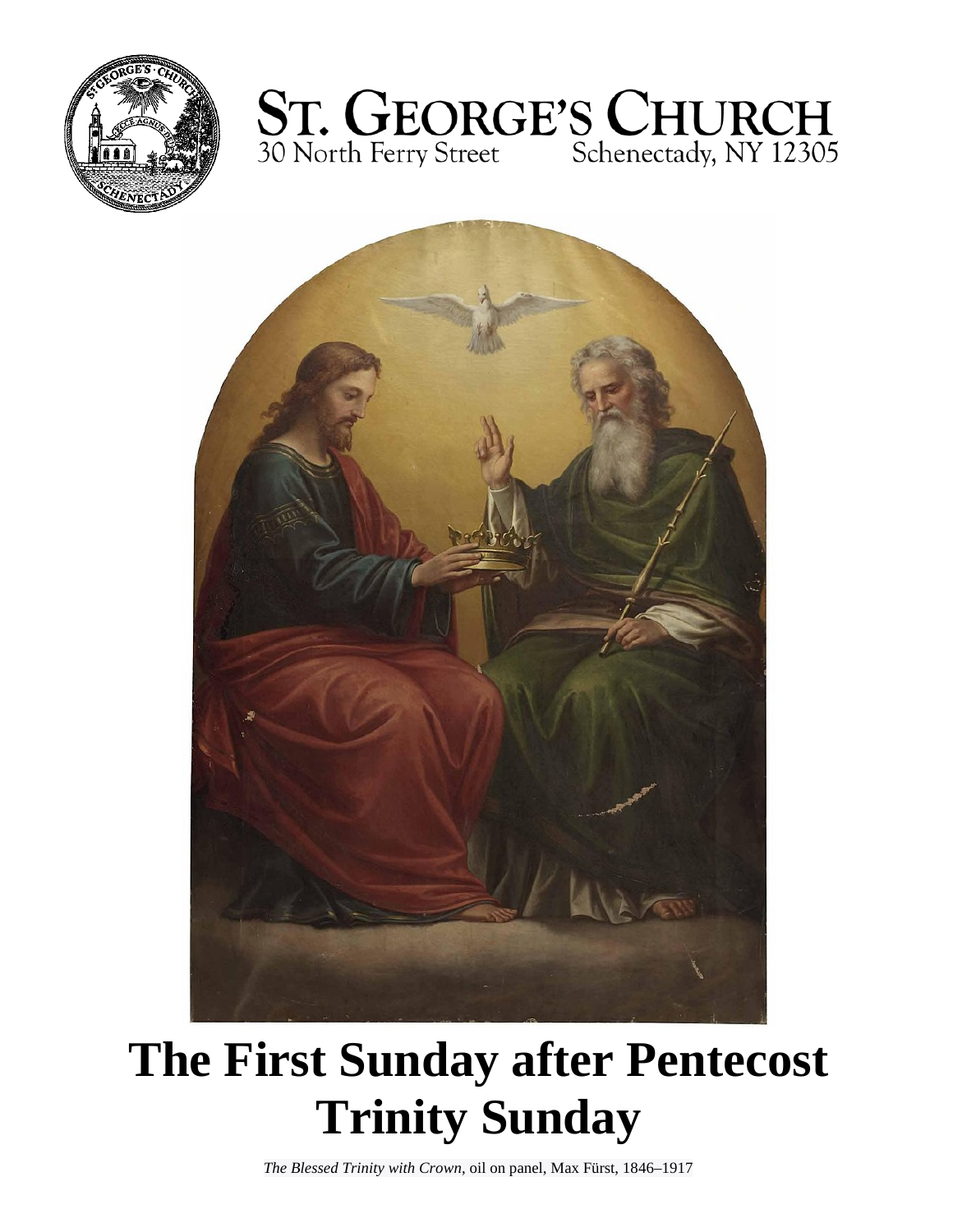# ST. GEORGE'S CHURCH

30 North Ferry Street Schenectady, NY 12305

# The First Sunday after Pentecost
# Trinity Sunday

*The Blessed Trinity with Crown*, oil on panel, Max Fürst, 1846–1917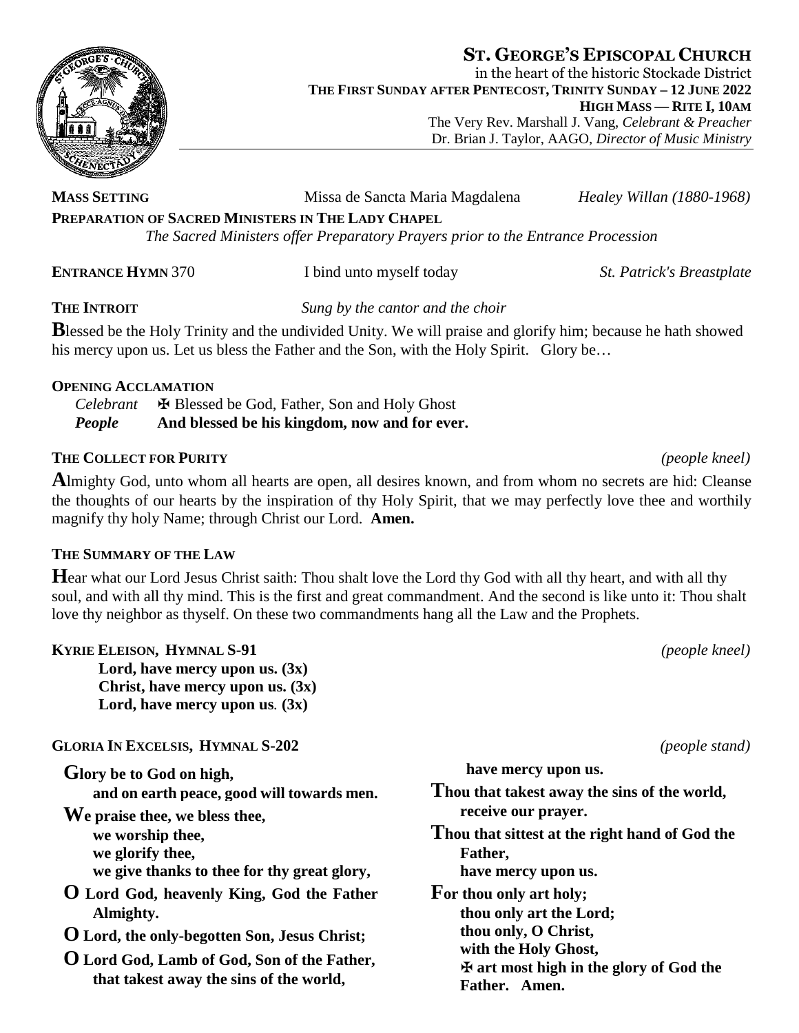# ST. GEORGE'S EPISCOPAL CHURCH

in the heart of the historic Stockade District

**THE FIRST SUNDAY AFTER PENTECOST, TRINITY SUNDAY – 12 JUNE 2022**

**HIGH MASS — RITE I, 10AM**

The Very Rev. Marshall J. Vang, *Celebrant & Preacher*

Dr. Brian J. Taylor, AAGO, *Director of Music Ministry*

**MASS SETTING** Missa de Sancta Maria Magdalena *Healey Willan (1880-1968)*

**PREPARATION OF SACRED MINISTERS IN THE LADY CHAPEL**

*The Sacred Ministers offer Preparatory Prayers prior to the Entrance Procession*

**ENTRANCE HYMN** 370 I bind unto myself today *St. Patrick's Breastplate*

**THE INTROIT** *Sung by the cantor and the choir*

**B**lessed be the Holy Trinity and the undivided Unity. We will praise and glorify him; because he hath showed his mercy upon us. Let us bless the Father and the Son, with the Holy Spirit. Glory be…

**OPENING ACCLAMATION**

*Celebrant* ✠ Blessed be God, Father, Son and Holy Ghost
***People*** **And blessed be his kingdom, now and for ever.**

**THE COLLECT FOR PURITY** *(people kneel)*

**A**lmighty God, unto whom all hearts are open, all desires known, and from whom no secrets are hid: Cleanse the thoughts of our hearts by the inspiration of thy Holy Spirit, that we may perfectly love thee and worthily magnify thy holy Name; through Christ our Lord. **Amen.**

**THE SUMMARY OF THE LAW**

**H**ear what our Lord Jesus Christ saith: Thou shalt love the Lord thy God with all thy heart, and with all thy soul, and with all thy mind. This is the first and great commandment. And the second is like unto it: Thou shalt love thy neighbor as thyself. On these two commandments hang all the Law and the Prophets.

**KYRIE ELEISON, HYMNAL S-91** *(people kneel)*

**Lord, have mercy upon us. (3x)**
**Christ, have mercy upon us. (3x)**
**Lord, have mercy upon us. (3x)**

**GLORIA IN EXCELSIS, HYMNAL S-202** *(people stand)*

**Glory be to God on high,**
**and on earth peace, good will towards men.**

**We praise thee, we bless thee,**
**we worship thee,**
**we glorify thee,**
**we give thanks to thee for thy great glory,**

**O Lord God, heavenly King, God the Father Almighty.**

**O Lord, the only-begotten Son, Jesus Christ;**

**O Lord God, Lamb of God, Son of the Father,**
**that takest away the sins of the world,**
**have mercy upon us.**

**Thou that takest away the sins of the world,**
**receive our prayer.**

**Thou that sittest at the right hand of God the Father,**
**have mercy upon us.**

**For thou only art holy;**
**thou only art the Lord;**
**thou only, O Christ,**
**with the Holy Ghost,**
**✠ art most high in the glory of God the Father. Amen.**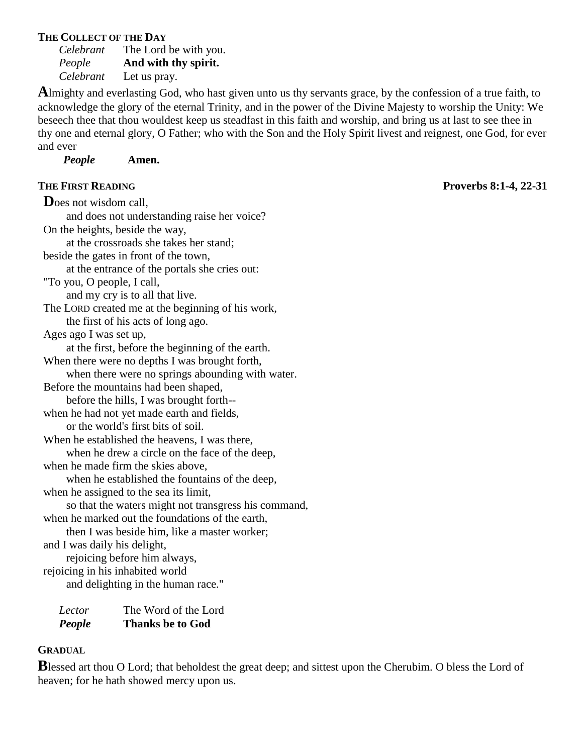### THE COLLECT OF THE DAY

*Celebrant* The Lord be with you.
*People* **And with thy spirit.**
*Celebrant* Let us pray.

**A**lmighty and everlasting God, who hast given unto us thy servants grace, by the confession of a true faith, to acknowledge the glory of the eternal Trinity, and in the power of the Divine Majesty to worship the Unity: We beseech thee that thou wouldest keep us steadfast in this faith and worship, and bring us at last to see thee in thy one and eternal glory, O Father; who with the Son and the Holy Spirit livest and reignest, one God, for ever and ever

***People*** **Amen.**

### THE FIRST READING **Proverbs 8:1-4, 22-31**

**D**oes not wisdom call,
  and does not understanding raise her voice?
On the heights, beside the way,
  at the crossroads she takes her stand;
beside the gates in front of the town,
  at the entrance of the portals she cries out:
"To you, O people, I call,
  and my cry is to all that live.
The LORD created me at the beginning of his work,
  the first of his acts of long ago.
Ages ago I was set up,
  at the first, before the beginning of the earth.
When there were no depths I was brought forth,
  when there were no springs abounding with water.
Before the mountains had been shaped,
  before the hills, I was brought forth--
when he had not yet made earth and fields,
  or the world's first bits of soil.
When he established the heavens, I was there,
  when he drew a circle on the face of the deep,
when he made firm the skies above,
  when he established the fountains of the deep,
when he assigned to the sea its limit,
  so that the waters might not transgress his command,
when he marked out the foundations of the earth,
  then I was beside him, like a master worker;
and I was daily his delight,
  rejoicing before him always,
rejoicing in his inhabited world
  and delighting in the human race."

*Lector* The Word of the Lord
***People*** **Thanks be to God**

### GRADUAL

**B**lessed art thou O Lord; that beholdest the great deep; and sittest upon the Cherubim. O bless the Lord of heaven; for he hath showed mercy upon us.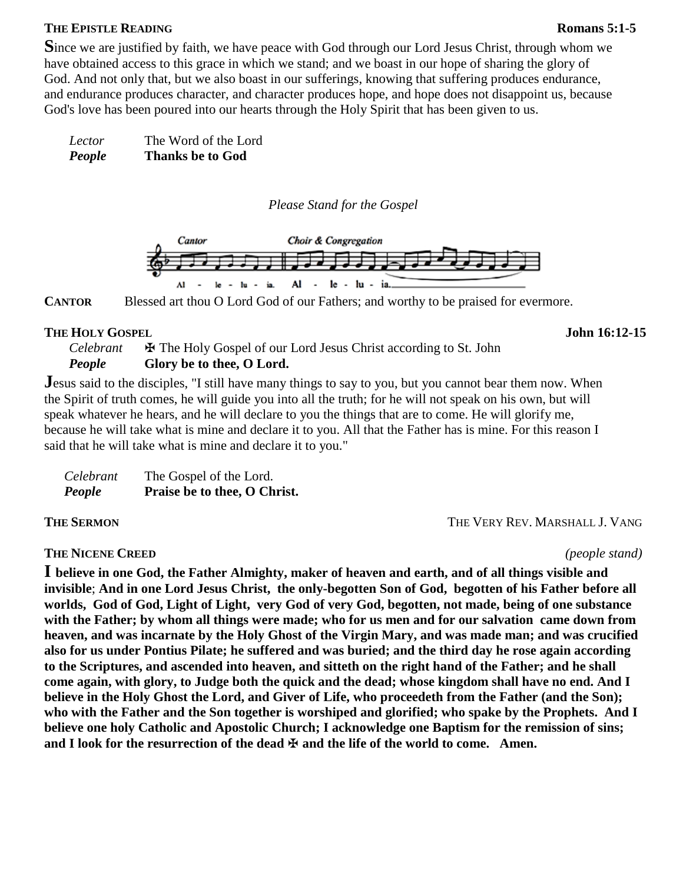**THE EPISTLE READING** **Romans 5:1-5**

**S**ince we are justified by faith, we have peace with God through our Lord Jesus Christ, through whom we have obtained access to this grace in which we stand; and we boast in our hope of sharing the glory of God. And not only that, but we also boast in our sufferings, knowing that suffering produces endurance, and endurance produces character, and character produces hope, and hope does not disappoint us, because God's love has been poured into our hearts through the Holy Spirit that has been given to us.

*Lector* The Word of the Lord
***People*** **Thanks be to God**

*Please Stand for the Gospel*

Cantor — Choir & Congregation

Al - le - lu - ia. Al - le - lu - ia.

**CANTOR** Blessed art thou O Lord God of our Fathers; and worthy to be praised for evermore.

**THE HOLY GOSPEL** **John 16:12-15**

*Celebrant* ✠ The Holy Gospel of our Lord Jesus Christ according to St. John
***People*** **Glory be to thee, O Lord.**

**J**esus said to the disciples, "I still have many things to say to you, but you cannot bear them now. When the Spirit of truth comes, he will guide you into all the truth; for he will not speak on his own, but will speak whatever he hears, and he will declare to you the things that are to come. He will glorify me, because he will take what is mine and declare it to you. All that the Father has is mine. For this reason I said that he will take what is mine and declare it to you."

*Celebrant* The Gospel of the Lord.
***People*** **Praise be to thee, O Christ.**

**THE SERMON** THE VERY REV. MARSHALL J. VANG

**THE NICENE CREED** *(people stand)*

**I believe in one God, the Father Almighty, maker of heaven and earth, and of all things visible and invisible; And in one Lord Jesus Christ, the only-begotten Son of God, begotten of his Father before all worlds, God of God, Light of Light, very God of very God, begotten, not made, being of one substance with the Father; by whom all things were made; who for us men and for our salvation came down from heaven, and was incarnate by the Holy Ghost of the Virgin Mary, and was made man; and was crucified also for us under Pontius Pilate; he suffered and was buried; and the third day he rose again according to the Scriptures, and ascended into heaven, and sitteth on the right hand of the Father; and he shall come again, with glory, to Judge both the quick and the dead; whose kingdom shall have no end. And I believe in the Holy Ghost the Lord, and Giver of Life, who proceedeth from the Father (and the Son); who with the Father and the Son together is worshiped and glorified; who spake by the Prophets. And I believe one holy Catholic and Apostolic Church; I acknowledge one Baptism for the remission of sins; and I look for the resurrection of the dead ✠ and the life of the world to come. Amen.**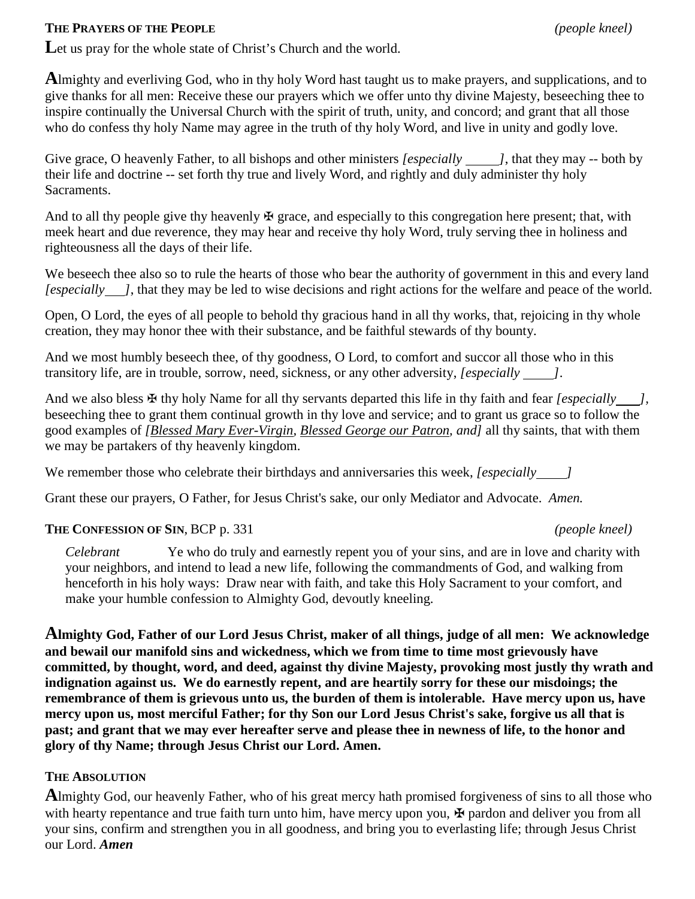**THE PRAYERS OF THE PEOPLE** *(people kneel)*

**L**et us pray for the whole state of Christ's Church and the world.

**A**lmighty and everliving God, who in thy holy Word hast taught us to make prayers, and supplications, and to give thanks for all men: Receive these our prayers which we offer unto thy divine Majesty, beseeching thee to inspire continually the Universal Church with the spirit of truth, unity, and concord; and grant that all those who do confess thy holy Name may agree in the truth of thy holy Word, and live in unity and godly love.

Give grace, O heavenly Father, to all bishops and other ministers *[especially ____]*, that they may -- both by their life and doctrine -- set forth thy true and lively Word, and rightly and duly administer thy holy Sacraments.

And to all thy people give thy heavenly ✠ grace, and especially to this congregation here present; that, with meek heart and due reverence, they may hear and receive thy holy Word, truly serving thee in holiness and righteousness all the days of their life.

We beseech thee also so to rule the hearts of those who bear the authority of government in this and every land *[especially ___]*, that they may be led to wise decisions and right actions for the welfare and peace of the world.

Open, O Lord, the eyes of all people to behold thy gracious hand in all thy works, that, rejoicing in thy whole creation, they may honor thee with their substance, and be faithful stewards of thy bounty.

And we most humbly beseech thee, of thy goodness, O Lord, to comfort and succor all those who in this transitory life, are in trouble, sorrow, need, sickness, or any other adversity, *[especially ____]*.

And we also bless ✠ thy holy Name for all thy servants departed this life in thy faith and fear *[especially ___]*, beseeching thee to grant them continual growth in thy love and service; and to grant us grace so to follow the good examples of *[Blessed Mary Ever-Virgin, Blessed George our Patron, and]* all thy saints, that with them we may be partakers of thy heavenly kingdom.

We remember those who celebrate their birthdays and anniversaries this week, *[especially ____]*

Grant these our prayers, O Father, for Jesus Christ's sake, our only Mediator and Advocate. *Amen.*

**THE CONFESSION OF SIN**, BCP p. 331 *(people kneel)*

*Celebrant* Ye who do truly and earnestly repent you of your sins, and are in love and charity with your neighbors, and intend to lead a new life, following the commandments of God, and walking from henceforth in his holy ways: Draw near with faith, and take this Holy Sacrament to your comfort, and make your humble confession to Almighty God, devoutly kneeling.

**Almighty God, Father of our Lord Jesus Christ, maker of all things, judge of all men: We acknowledge and bewail our manifold sins and wickedness, which we from time to time most grievously have committed, by thought, word, and deed, against thy divine Majesty, provoking most justly thy wrath and indignation against us. We do earnestly repent, and are heartily sorry for these our misdoings; the remembrance of them is grievous unto us, the burden of them is intolerable. Have mercy upon us, have mercy upon us, most merciful Father; for thy Son our Lord Jesus Christ's sake, forgive us all that is past; and grant that we may ever hereafter serve and please thee in newness of life, to the honor and glory of thy Name; through Jesus Christ our Lord. Amen.**

**THE ABSOLUTION**

**A**lmighty God, our heavenly Father, who of his great mercy hath promised forgiveness of sins to all those who with hearty repentance and true faith turn unto him, have mercy upon you, ✠ pardon and deliver you from all your sins, confirm and strengthen you in all goodness, and bring you to everlasting life; through Jesus Christ our Lord. ***Amen***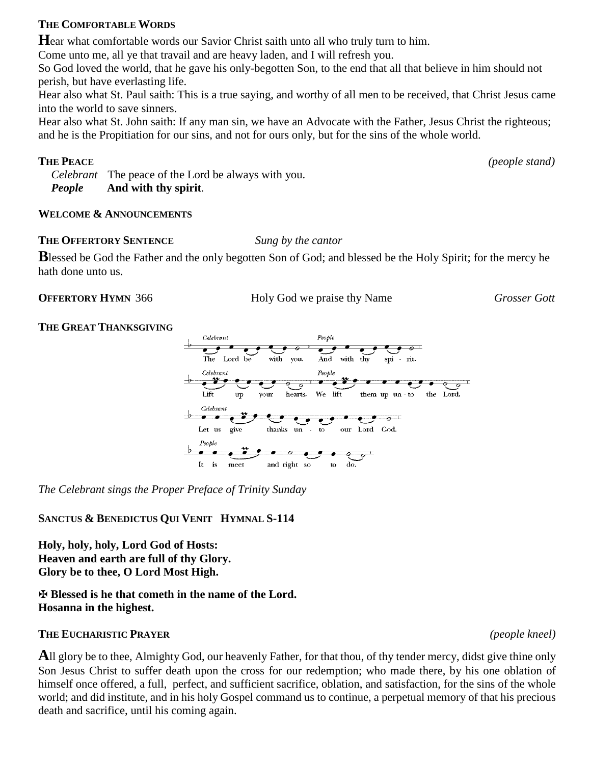**THE COMFORTABLE WORDS**

**H**ear what comfortable words our Savior Christ saith unto all who truly turn to him.
Come unto me, all ye that travail and are heavy laden, and I will refresh you.
So God loved the world, that he gave his only-begotten Son, to the end that all that believe in him should not perish, but have everlasting life.
Hear also what St. Paul saith: This is a true saying, and worthy of all men to be received, that Christ Jesus came into the world to save sinners.
Hear also what St. John saith: If any man sin, we have an Advocate with the Father, Jesus Christ the righteous; and he is the Propitiation for our sins, and not for ours only, but for the sins of the whole world.

**THE PEACE** *(people stand)*

*Celebrant* The peace of the Lord be always with you.
***People*** **And with thy spirit**.

**WELCOME & ANNOUNCEMENTS**

**THE OFFERTORY SENTENCE** *Sung by the cantor*

**B**lessed be God the Father and the only begotten Son of God; and blessed be the Holy Spirit; for the mercy he hath done unto us.

**OFFERTORY HYMN** 366 Holy God we praise thy Name *Grosser Gott*

**THE GREAT THANKSGIVING**

*Celebrant* The Lord be with you. *People* And with thy spi - rit.
*Celebrant* Lift up your hearts. *People* We lift them up un - to the Lord.
*Celebrant* Let us give thanks un - to our Lord God.
*People* It is meet and right so to do.

*The Celebrant sings the Proper Preface of Trinity Sunday*

**SANCTUS & BENEDICTUS QUI VENIT HYMNAL S-114**

**Holy, holy, holy, Lord God of Hosts:**
**Heaven and earth are full of thy Glory.**
**Glory be to thee, O Lord Most High.**

**✠ Blessed is he that cometh in the name of the Lord.**
**Hosanna in the highest.**

**THE EUCHARISTIC PRAYER** *(people kneel)*

**A**ll glory be to thee, Almighty God, our heavenly Father, for that thou, of thy tender mercy, didst give thine only Son Jesus Christ to suffer death upon the cross for our redemption; who made there, by his one oblation of himself once offered, a full, perfect, and sufficient sacrifice, oblation, and satisfaction, for the sins of the whole world; and did institute, and in his holy Gospel command us to continue, a perpetual memory of that his precious death and sacrifice, until his coming again.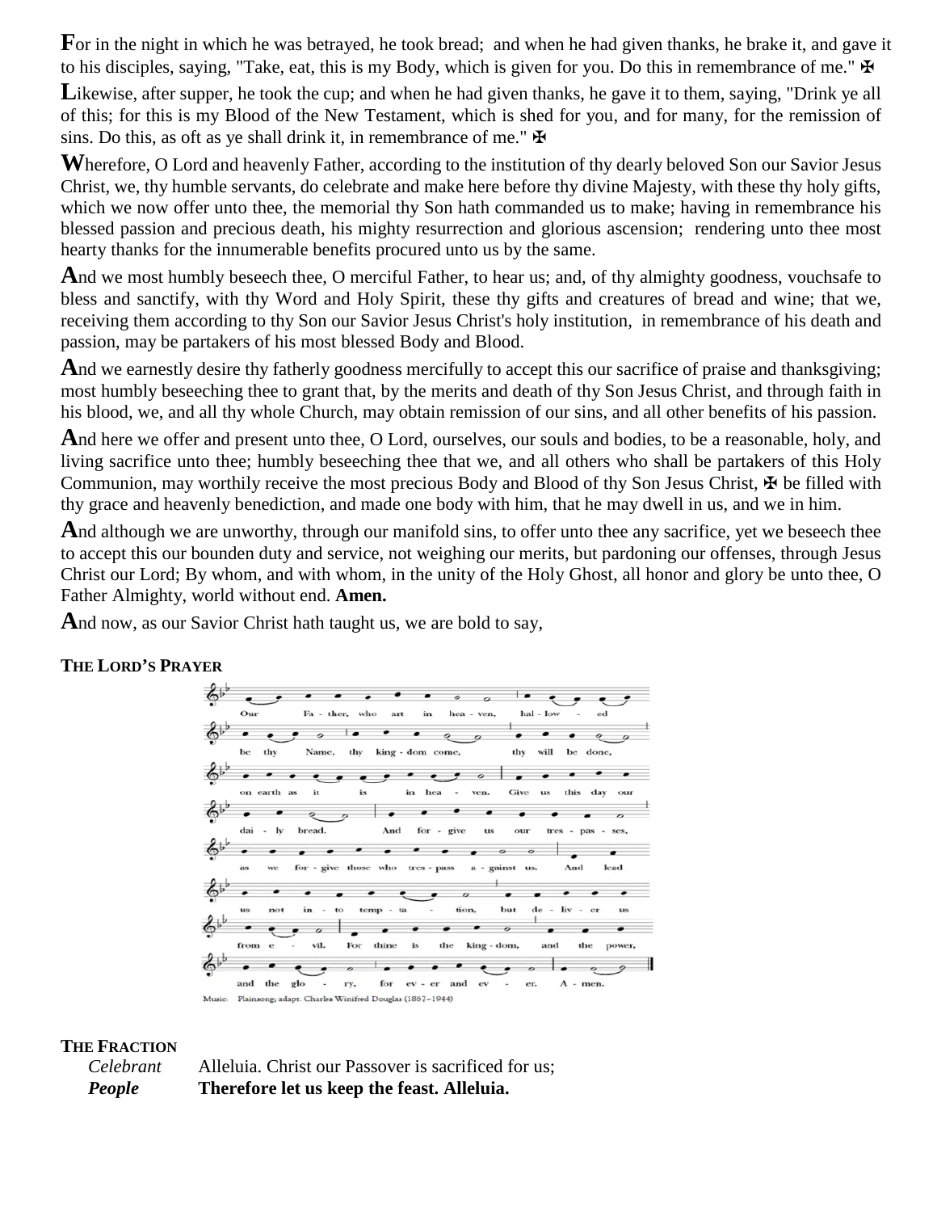**F**or in the night in which he was betrayed, he took bread; and when he had given thanks, he brake it, and gave it to his disciples, saying, "Take, eat, this is my Body, which is given for you. Do this in remembrance of me." ✠

**L**ikewise, after supper, he took the cup; and when he had given thanks, he gave it to them, saying, "Drink ye all of this; for this is my Blood of the New Testament, which is shed for you, and for many, for the remission of sins. Do this, as oft as ye shall drink it, in remembrance of me." ✠

**W**herefore, O Lord and heavenly Father, according to the institution of thy dearly beloved Son our Savior Jesus Christ, we, thy humble servants, do celebrate and make here before thy divine Majesty, with these thy holy gifts, which we now offer unto thee, the memorial thy Son hath commanded us to make; having in remembrance his blessed passion and precious death, his mighty resurrection and glorious ascension; rendering unto thee most hearty thanks for the innumerable benefits procured unto us by the same.

**A**nd we most humbly beseech thee, O merciful Father, to hear us; and, of thy almighty goodness, vouchsafe to bless and sanctify, with thy Word and Holy Spirit, these thy gifts and creatures of bread and wine; that we, receiving them according to thy Son our Savior Jesus Christ's holy institution, in remembrance of his death and passion, may be partakers of his most blessed Body and Blood.

**A**nd we earnestly desire thy fatherly goodness mercifully to accept this our sacrifice of praise and thanksgiving; most humbly beseeching thee to grant that, by the merits and death of thy Son Jesus Christ, and through faith in his blood, we, and all thy whole Church, may obtain remission of our sins, and all other benefits of his passion.

**A**nd here we offer and present unto thee, O Lord, ourselves, our souls and bodies, to be a reasonable, holy, and living sacrifice unto thee; humbly beseeching thee that we, and all others who shall be partakers of this Holy Communion, may worthily receive the most precious Body and Blood of thy Son Jesus Christ, ✠ be filled with thy grace and heavenly benediction, and made one body with him, that he may dwell in us, and we in him.

**A**nd although we are unworthy, through our manifold sins, to offer unto thee any sacrifice, yet we beseech thee to accept this our bounden duty and service, not weighing our merits, but pardoning our offenses, through Jesus Christ our Lord; By whom, and with whom, in the unity of the Holy Ghost, all honor and glory be unto thee, O Father Almighty, world without end. **Amen.**

**A**nd now, as our Savior Christ hath taught us, we are bold to say,

**THE LORD'S PRAYER**

Our Father, who art in heaven, hallowed be thy Name, thy kingdom come, thy will be done, on earth as it is in heaven. Give us this day our daily bread. And forgive us our trespasses, as we forgive those who trespass against us. And lead us not into temptation, but deliver us from evil. For thine is the kingdom, and the power, and the glory, for ever and ever. Amen.

Music: Plainsong; adapt. Charles Winfred Douglas (1867–1944)

**THE FRACTION**

*Celebrant* Alleluia. Christ our Passover is sacrificed for us;
***People*** **Therefore let us keep the feast. Alleluia.**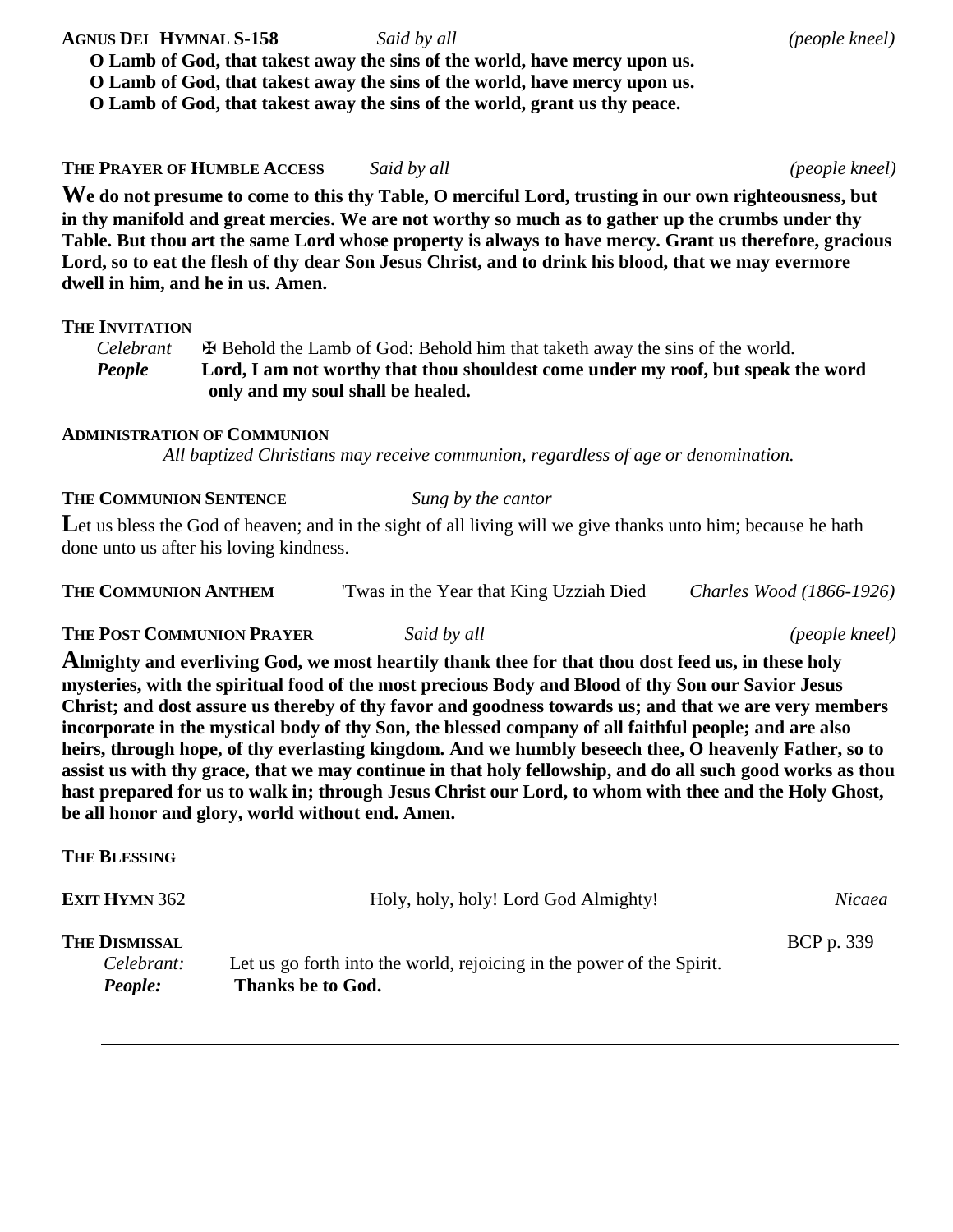**Agnus Dei Hymnal S-158** *Said by all* *(people kneel)*

**O Lamb of God, that takest away the sins of the world, have mercy upon us.**
**O Lamb of God, that takest away the sins of the world, have mercy upon us.**
**O Lamb of God, that takest away the sins of the world, grant us thy peace.**

**The Prayer of Humble Access** *Said by all* *(people kneel)*

**We do not presume to come to this thy Table, O merciful Lord, trusting in our own righteousness, but in thy manifold and great mercies. We are not worthy so much as to gather up the crumbs under thy Table. But thou art the same Lord whose property is always to have mercy. Grant us therefore, gracious Lord, so to eat the flesh of thy dear Son Jesus Christ, and to drink his blood, that we may evermore dwell in him, and he in us. Amen.**

**The Invitation**

*Celebrant* ✠ Behold the Lamb of God: Behold him that taketh away the sins of the world.
***People*** **Lord, I am not worthy that thou shouldest come under my roof, but speak the word only and my soul shall be healed.**

**Administration of Communion**

*All baptized Christians may receive communion, regardless of age or denomination.*

**The Communion Sentence** *Sung by the cantor*

Let us bless the God of heaven; and in the sight of all living will we give thanks unto him; because he hath done unto us after his loving kindness.

**The Communion Anthem** 'Twas in the Year that King Uzziah Died *Charles Wood (1866-1926)*

**The Post Communion Prayer** *Said by all* *(people kneel)*

**Almighty and everliving God, we most heartily thank thee for that thou dost feed us, in these holy mysteries, with the spiritual food of the most precious Body and Blood of thy Son our Savior Jesus Christ; and dost assure us thereby of thy favor and goodness towards us; and that we are very members incorporate in the mystical body of thy Son, the blessed company of all faithful people; and are also heirs, through hope, of thy everlasting kingdom. And we humbly beseech thee, O heavenly Father, so to assist us with thy grace, that we may continue in that holy fellowship, and do all such good works as thou hast prepared for us to walk in; through Jesus Christ our Lord, to whom with thee and the Holy Ghost, be all honor and glory, world without end. Amen.**

**The Blessing**

**Exit Hymn** 362 Holy, holy, holy! Lord God Almighty! *Nicaea*

**The Dismissal** BCP p. 339

*Celebrant:* Let us go forth into the world, rejoicing in the power of the Spirit.
***People:*** **Thanks be to God.**

---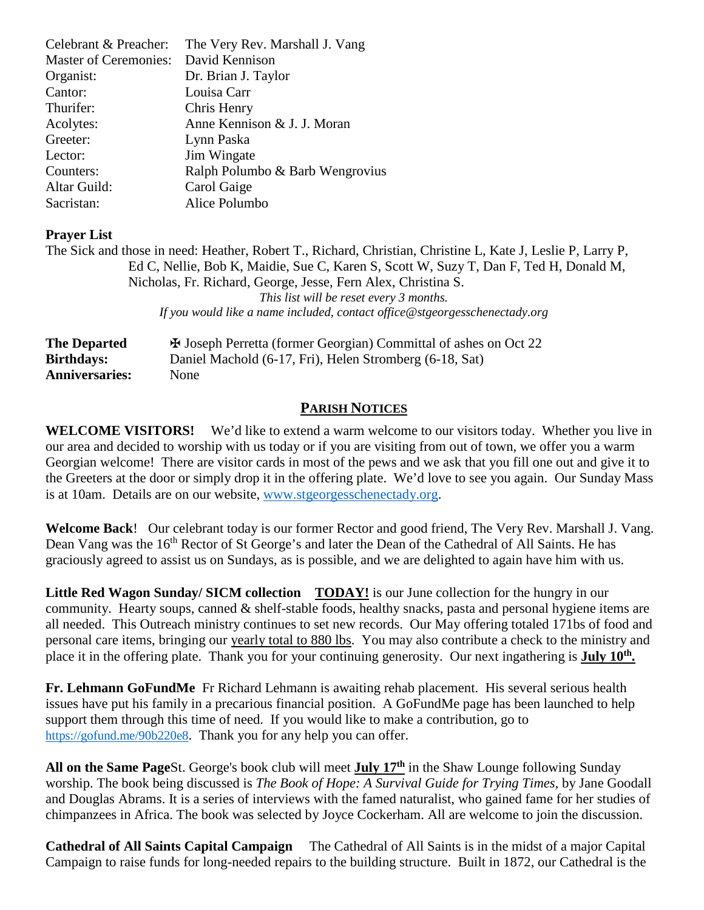| | |
|---|---|
| Celebrant & Preacher: | The Very Rev. Marshall J. Vang |
| Master of Ceremonies: | David Kennison |
| Organist: | Dr. Brian J. Taylor |
| Cantor: | Louisa Carr |
| Thurifer: | Chris Henry |
| Acolytes: | Anne Kennison & J. J. Moran |
| Greeter: | Lynn Paska |
| Lector: | Jim Wingate |
| Counters: | Ralph Polumbo & Barb Wengrovius |
| Altar Guild: | Carol Gaige |
| Sacristan: | Alice Polumbo |

**Prayer List**

The Sick and those in need: Heather, Robert T., Richard, Christian, Christine L, Kate J, Leslie P, Larry P, Ed C, Nellie, Bob K, Maidie, Sue C, Karen S, Scott W, Suzy T, Dan F, Ted H, Donald M, Nicholas, Fr. Richard, George, Jesse, Fern Alex, Christina S.

*This list will be reset every 3 months.*

*If you would like a name included, contact office@stgeorgesschenectady.org*

| | |
|---|---|
| **The Departed** | ✠ Joseph Perretta (former Georgian) Committal of ashes on Oct 22 |
| **Birthdays:** | Daniel Machold (6-17, Fri), Helen Stromberg (6-18, Sat) |
| **Anniversaries:** | None |

## PARISH NOTICES

**WELCOME VISITORS!** We'd like to extend a warm welcome to our visitors today. Whether you live in our area and decided to worship with us today or if you are visiting from out of town, we offer you a warm Georgian welcome! There are visitor cards in most of the pews and we ask that you fill one out and give it to the Greeters at the door or simply drop it in the offering plate. We'd love to see you again. Our Sunday Mass is at 10am. Details are on our website, www.stgeorgesschenectady.org.

**Welcome Back**! Our celebrant today is our former Rector and good friend, The Very Rev. Marshall J. Vang. Dean Vang was the 16th Rector of St George's and later the Dean of the Cathedral of All Saints. He has graciously agreed to assist us on Sundays, as is possible, and we are delighted to again have him with us.

**Little Red Wagon Sunday/ SICM collection** **TODAY!** is our June collection for the hungry in our community. Hearty soups, canned & shelf-stable foods, healthy snacks, pasta and personal hygiene items are all needed. This Outreach ministry continues to set new records. Our May offering totaled 171bs of food and personal care items, bringing our yearly total to 880 lbs. You may also contribute a check to the ministry and place it in the offering plate. Thank you for your continuing generosity. Our next ingathering is **July 10th.**

**Fr. Lehmann GoFundMe** Fr Richard Lehmann is awaiting rehab placement. His several serious health issues have put his family in a precarious financial position. A GoFundMe page has been launched to help support them through this time of need. If you would like to make a contribution, go to https://gofund.me/90b220e8. Thank you for any help you can offer.

**All on the Same Page**St. George's book club will meet **July 17th** in the Shaw Lounge following Sunday worship. The book being discussed is *The Book of Hope: A Survival Guide for Trying Times,* by Jane Goodall and Douglas Abrams. It is a series of interviews with the famed naturalist, who gained fame for her studies of chimpanzees in Africa. The book was selected by Joyce Cockerham. All are welcome to join the discussion.

**Cathedral of All Saints Capital Campaign** The Cathedral of All Saints is in the midst of a major Capital Campaign to raise funds for long-needed repairs to the building structure. Built in 1872, our Cathedral is the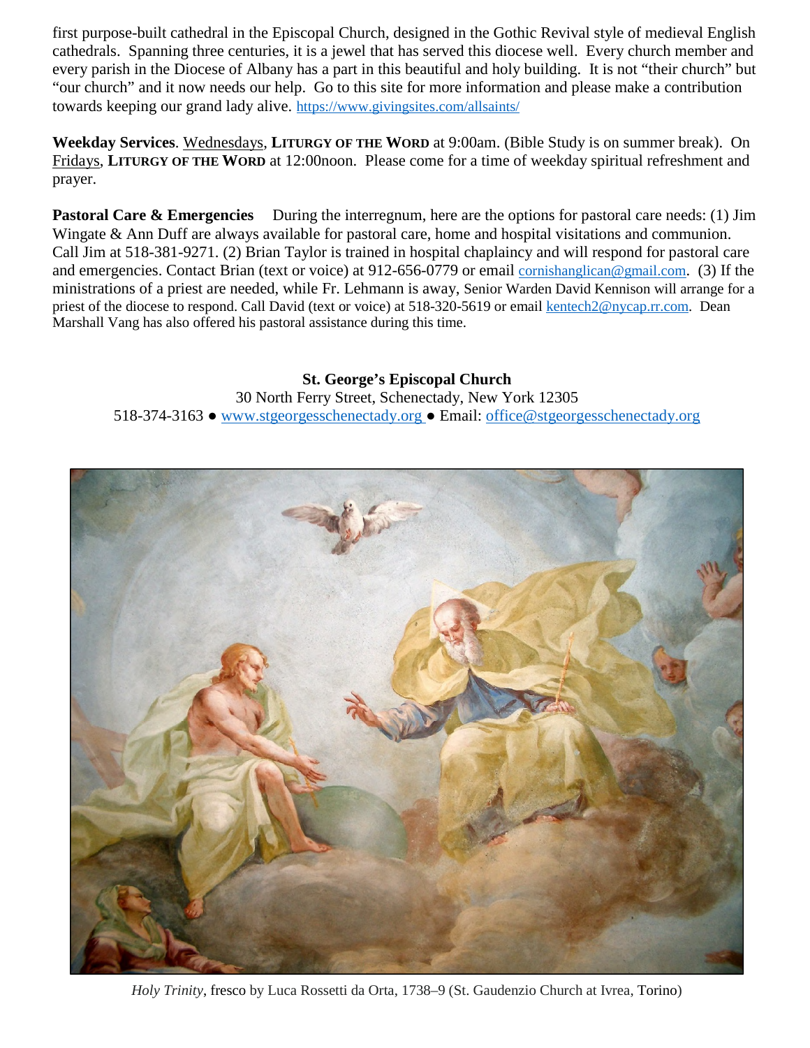first purpose-built cathedral in the Episcopal Church, designed in the Gothic Revival style of medieval English cathedrals. Spanning three centuries, it is a jewel that has served this diocese well. Every church member and every parish in the Diocese of Albany has a part in this beautiful and holy building. It is not "their church" but "our church" and it now needs our help. Go to this site for more information and please make a contribution towards keeping our grand lady alive. https://www.givingsites.com/allsaints/

**Weekday Services**. Wednesdays, **LITURGY OF THE WORD** at 9:00am. (Bible Study is on summer break). On Fridays, **LITURGY OF THE WORD** at 12:00noon. Please come for a time of weekday spiritual refreshment and prayer.

**Pastoral Care & Emergencies** During the interregnum, here are the options for pastoral care needs: (1) Jim Wingate & Ann Duff are always available for pastoral care, home and hospital visitations and communion. Call Jim at 518-381-9271. (2) Brian Taylor is trained in hospital chaplaincy and will respond for pastoral care and emergencies. Contact Brian (text or voice) at 912-656-0779 or email cornishanglican@gmail.com. (3) If the ministrations of a priest are needed, while Fr. Lehmann is away, Senior Warden David Kennison will arrange for a priest of the diocese to respond. Call David (text or voice) at 518-320-5619 or email kentech2@nycap.rr.com. Dean Marshall Vang has also offered his pastoral assistance during this time.

**St. George's Episcopal Church**
30 North Ferry Street, Schenectady, New York 12305
518-374-3163 ● www.stgeorgesschenectady.org ● Email: office@stgeorgesschenectady.org

*Holy Trinity*, fresco by Luca Rossetti da Orta, 1738–9 (St. Gaudenzio Church at Ivrea, Torino)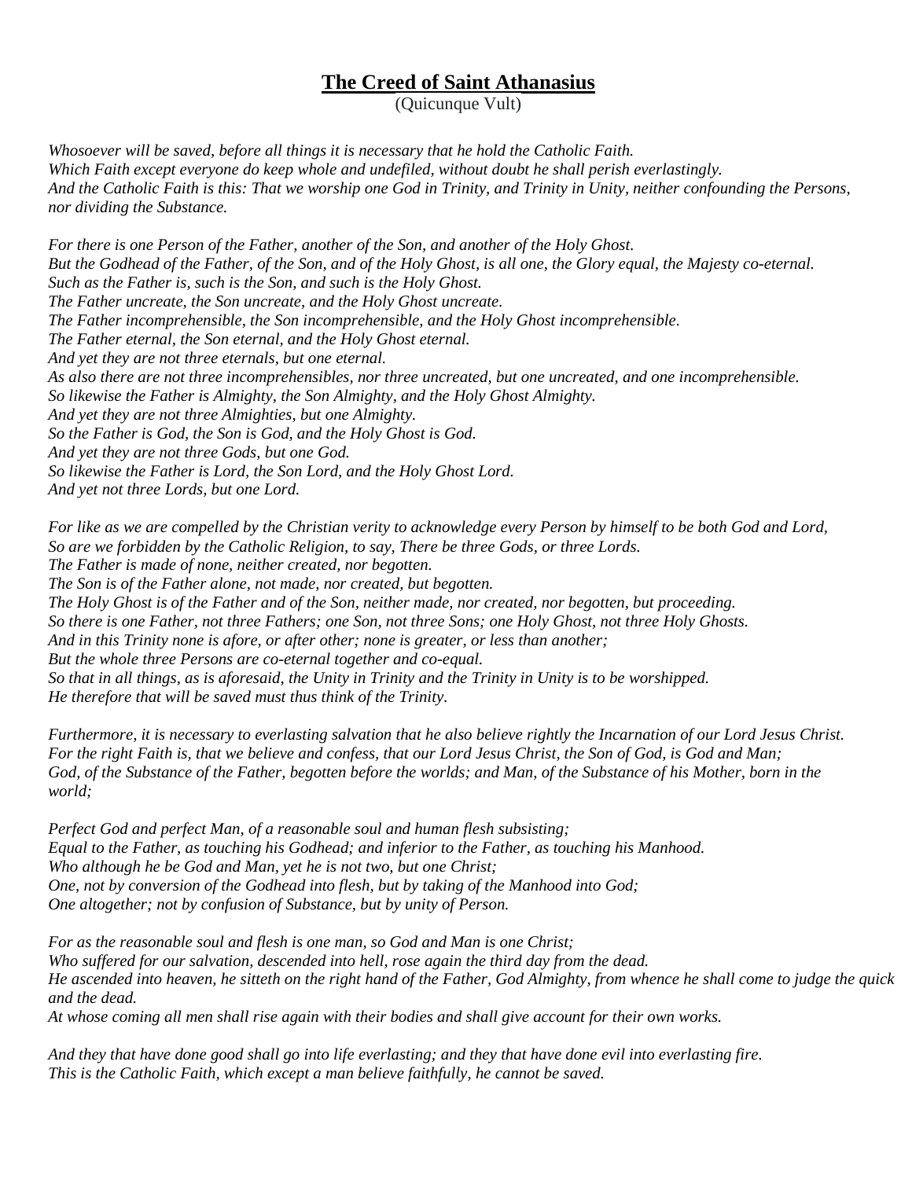# The Creed of Saint Athanasius

(Quicunque Vult)

*Whosoever will be saved, before all things it is necessary that he hold the Catholic Faith.*
*Which Faith except everyone do keep whole and undefiled, without doubt he shall perish everlastingly.*
*And the Catholic Faith is this: That we worship one God in Trinity, and Trinity in Unity, neither confounding the Persons, nor dividing the Substance.*

*For there is one Person of the Father, another of the Son, and another of the Holy Ghost.*
*But the Godhead of the Father, of the Son, and of the Holy Ghost, is all one, the Glory equal, the Majesty co-eternal.*
*Such as the Father is, such is the Son, and such is the Holy Ghost.*
*The Father uncreate, the Son uncreate, and the Holy Ghost uncreate.*
*The Father incomprehensible, the Son incomprehensible, and the Holy Ghost incomprehensible.*
*The Father eternal, the Son eternal, and the Holy Ghost eternal.*
*And yet they are not three eternals, but one eternal.*
*As also there are not three incomprehensibles, nor three uncreated, but one uncreated, and one incomprehensible.*
*So likewise the Father is Almighty, the Son Almighty, and the Holy Ghost Almighty.*
*And yet they are not three Almighties, but one Almighty.*
*So the Father is God, the Son is God, and the Holy Ghost is God.*
*And yet they are not three Gods, but one God.*
*So likewise the Father is Lord, the Son Lord, and the Holy Ghost Lord.*
*And yet not three Lords, but one Lord.*

*For like as we are compelled by the Christian verity to acknowledge every Person by himself to be both God and Lord,*
*So are we forbidden by the Catholic Religion, to say, There be three Gods, or three Lords.*
*The Father is made of none, neither created, nor begotten.*
*The Son is of the Father alone, not made, nor created, but begotten.*
*The Holy Ghost is of the Father and of the Son, neither made, nor created, nor begotten, but proceeding.*
*So there is one Father, not three Fathers; one Son, not three Sons; one Holy Ghost, not three Holy Ghosts.*
*And in this Trinity none is afore, or after other; none is greater, or less than another;*
*But the whole three Persons are co-eternal together and co-equal.*
*So that in all things, as is aforesaid, the Unity in Trinity and the Trinity in Unity is to be worshipped.*
*He therefore that will be saved must thus think of the Trinity.*

*Furthermore, it is necessary to everlasting salvation that he also believe rightly the Incarnation of our Lord Jesus Christ.*
*For the right Faith is, that we believe and confess, that our Lord Jesus Christ, the Son of God, is God and Man;*
*God, of the Substance of the Father, begotten before the worlds; and Man, of the Substance of his Mother, born in the world;*

*Perfect God and perfect Man, of a reasonable soul and human flesh subsisting;*
*Equal to the Father, as touching his Godhead; and inferior to the Father, as touching his Manhood.*
*Who although he be God and Man, yet he is not two, but one Christ;*
*One, not by conversion of the Godhead into flesh, but by taking of the Manhood into God;*
*One altogether; not by confusion of Substance, but by unity of Person.*

*For as the reasonable soul and flesh is one man, so God and Man is one Christ;*
*Who suffered for our salvation, descended into hell, rose again the third day from the dead.*
*He ascended into heaven, he sitteth on the right hand of the Father, God Almighty, from whence he shall come to judge the quick and the dead.*
*At whose coming all men shall rise again with their bodies and shall give account for their own works.*

*And they that have done good shall go into life everlasting; and they that have done evil into everlasting fire.*
*This is the Catholic Faith, which except a man believe faithfully, he cannot be saved.*